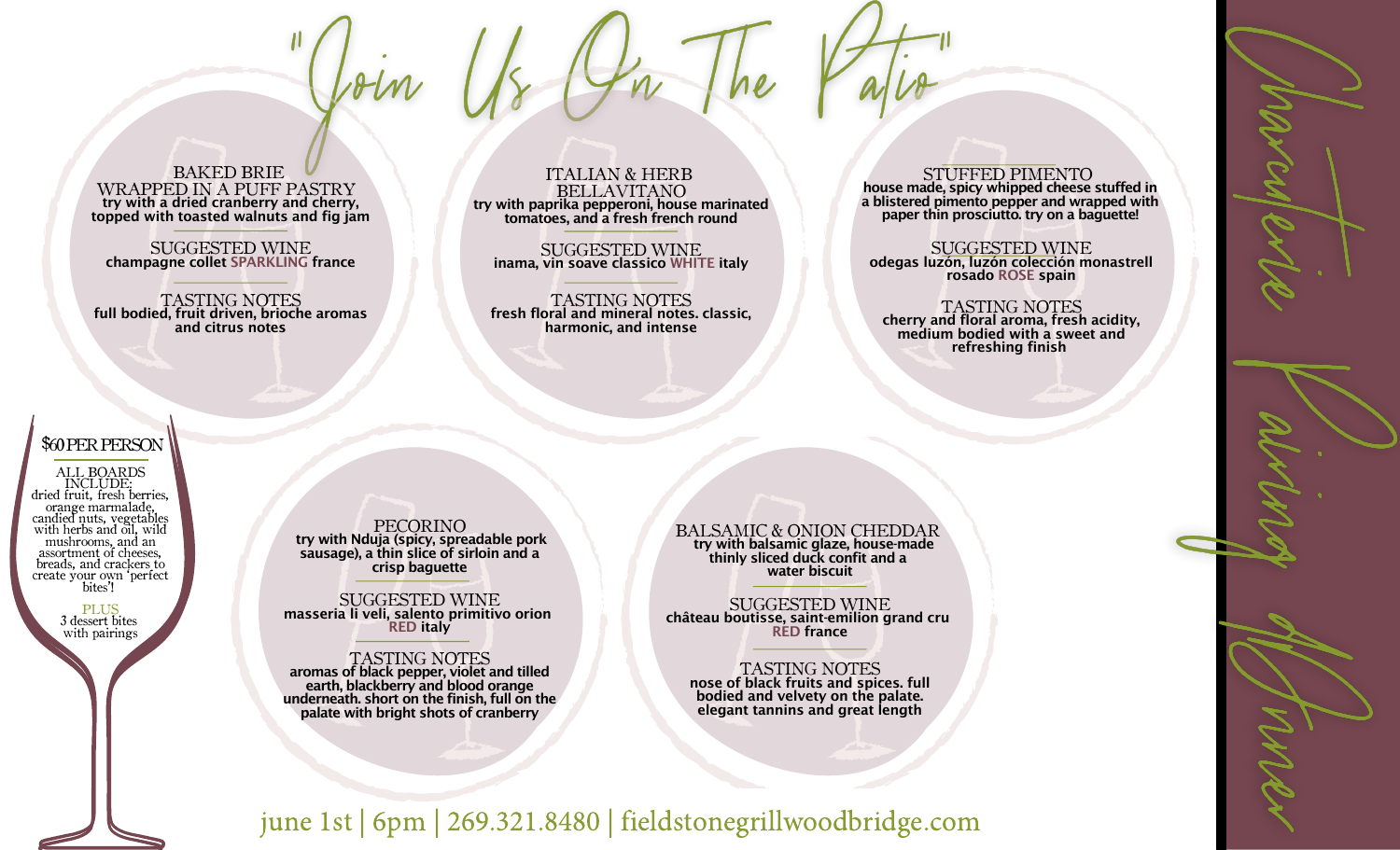# "Join Us On The Patio"

## Charcuterie Pairing Dinner

### BAKED BRIE WRAPPED IN A PUFF PASTRY

**try with a dried cranberry and cherry, topped with toasted walnuts and fig jam**

SUGGESTED WINE

**champagne collet SPARKLING france**

TASTING NOTES

**full bodied, fruit driven, brioche aromas and citrus notes**

### ITALIAN & HERB BELLAVITANO

**try with paprika pepperoni, house marinated tomatoes, and a fresh french round**

SUGGESTED WINE

**inama, vin soave classico WHITE italy**

TASTING NOTES

**fresh floral and mineral notes. classic, harmonic, and intense**

### STUFFED PIMENTO

**house made, spicy whipped cheese stuffed in a blistered pimento pepper and wrapped with paper thin prosciutto. try on a baguette!**

SUGGESTED WINE

**odegas luzón, luzón colección monastrell rosado ROSE spain**

TASTING NOTES

**cherry and floral aroma, fresh acidity, medium bodied with a sweet and refreshing finish**

### $60 PER PERSON

ALL BOARDS INCLUDE: dried fruit, fresh berries, orange marmalade, candied nuts, vegetables with herbs and oil, wild mushrooms, and an assortment of cheeses, breads, and crackers to create your own 'perfect bites'!

PLUS
3 dessert bites with pairings

### PECORINO

**try with Nduja (spicy, spreadable pork sausage), a thin slice of sirloin and a crisp baguette**

SUGGESTED WINE

**masseria li veli, salento primitivo orion RED italy**

TASTING NOTES

**aromas of black pepper, violet and tilled earth, blackberry and blood orange underneath. short on the finish, full on the palate with bright shots of cranberry**

### BALSAMIC & ONION CHEDDAR

**try with balsamic glaze, house-made thinly sliced duck confit and a water biscuit**

SUGGESTED WINE

**château boutisse, saint-emilion grand cru RED france**

TASTING NOTES

**nose of black fruits and spices. full bodied and velvety on the palate. elegant tannins and great length**

june 1st | 6pm | 269.321.8480 | fieldstonegrillwoodbridge.com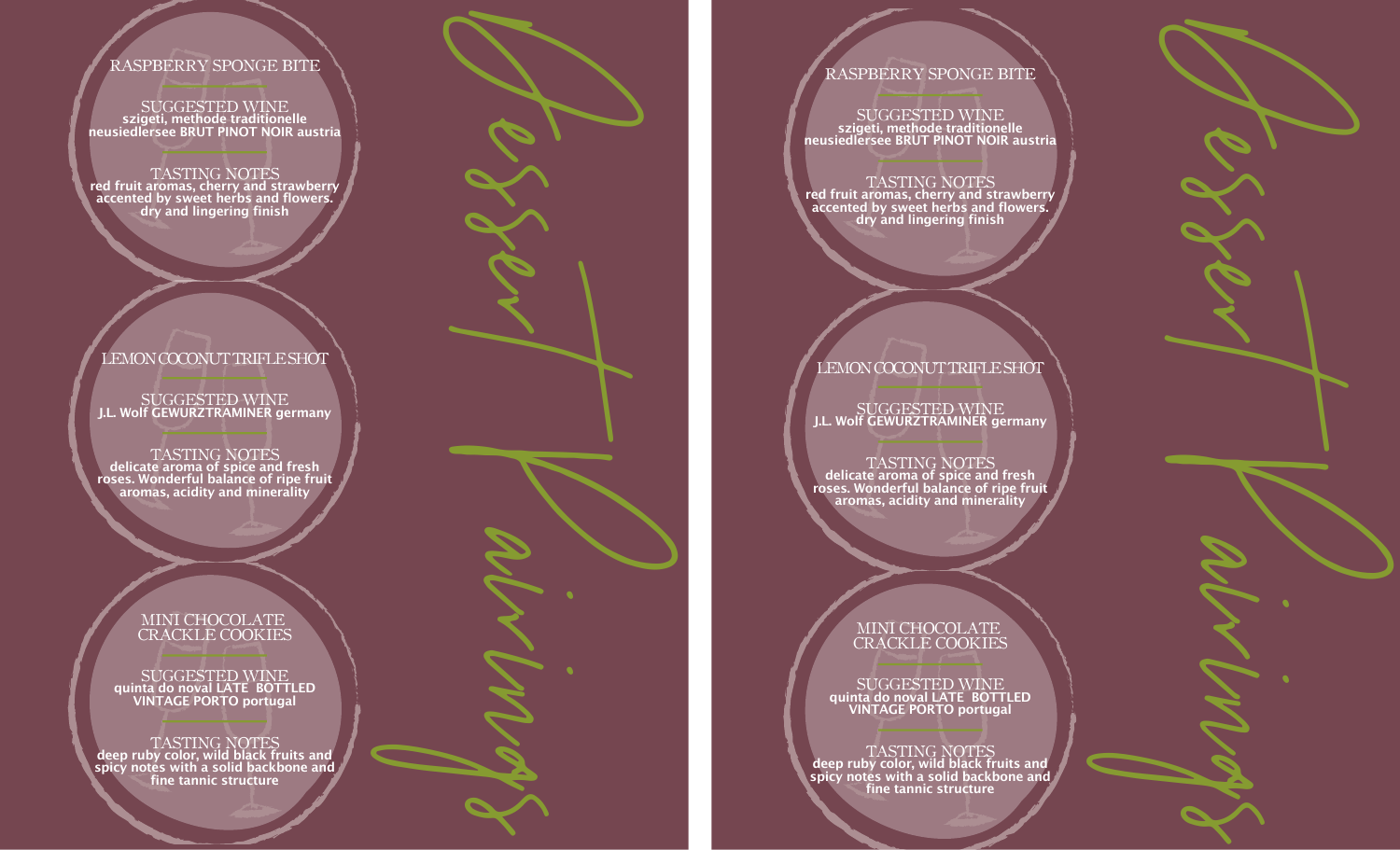# Dessert Pairings

## RASPBERRY SPONGE BITE

### SUGGESTED WINE

**szigeti, methode traditionelle neusiedlersee BRUT PINOT NOIR austria**

### TASTING NOTES

**red fruit aromas, cherry and strawberry accented by sweet herbs and flowers. dry and lingering finish**

## LEMON COCONUT TRIFLE SHOT

### SUGGESTED WINE

**J.L. Wolf GEWURZTRAMINER germany**

### TASTING NOTES

**delicate aroma of spice and fresh roses. Wonderful balance of ripe fruit aromas, acidity and minerality**

## MINI CHOCOLATE CRACKLE COOKIES

### SUGGESTED WINE

**quinta do noval LATE BOTTLED VINTAGE PORTO portugal**

### TASTING NOTES

**deep ruby color, wild black fruits and spicy notes with a solid backbone and fine tannic structure**

# Dessert Pairings

## RASPBERRY SPONGE BITE

### SUGGESTED WINE

**szigeti, methode traditionelle neusiedlersee BRUT PINOT NOIR austria**

### TASTING NOTES

**red fruit aromas, cherry and strawberry accented by sweet herbs and flowers. dry and lingering finish**

## LEMON COCONUT TRIFLE SHOT

### SUGGESTED WINE

**J.L. Wolf GEWURZTRAMINER germany**

### TASTING NOTES

**delicate aroma of spice and fresh roses. Wonderful balance of ripe fruit aromas, acidity and minerality**

## MINI CHOCOLATE CRACKLE COOKIES

### SUGGESTED WINE

**quinta do noval LATE BOTTLED VINTAGE PORTO portugal**

### TASTING NOTES

**deep ruby color, wild black fruits and spicy notes with a solid backbone and fine tannic structure**